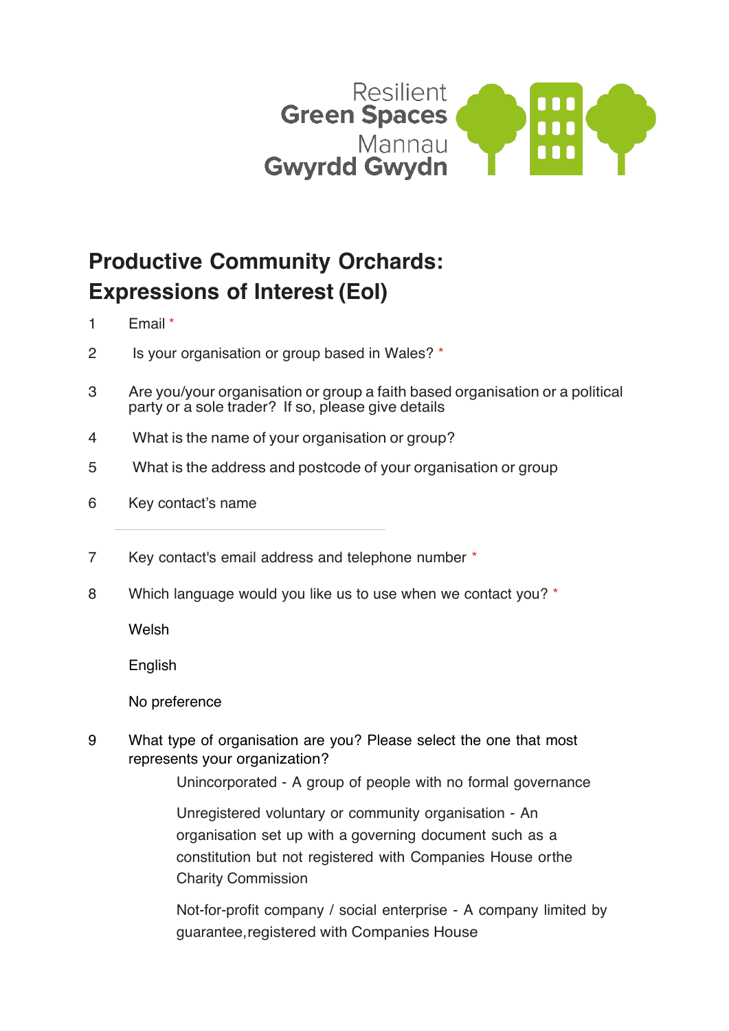Resilient
**Green Spaces**
Mannau
**Gwyrdd Gwydn**

# Productive Community Orchards: Expressions of Interest (EoI)

1. Email *

2. Is your organisation or group based in Wales? *

3. Are you/your organisation or group a faith based organisation or a political party or a sole trader? If so, please give details

4. What is the name of your organisation or group?

5. What is the address and postcode of your organisation or group

6. Key contact's name

7. Key contact's email address and telephone number *

8. Which language would you like us to use when we contact you? *

   Welsh

   English

   No preference

9. What type of organisation are you? Please select the one that most represents your organization?

   Unincorporated - A group of people with no formal governance

   Unregistered voluntary or community organisation - An organisation set up with a governing document such as a constitution but not registered with Companies House orthe Charity Commission

   Not-for-profit company / social enterprise - A company limited by guarantee,registered with Companies House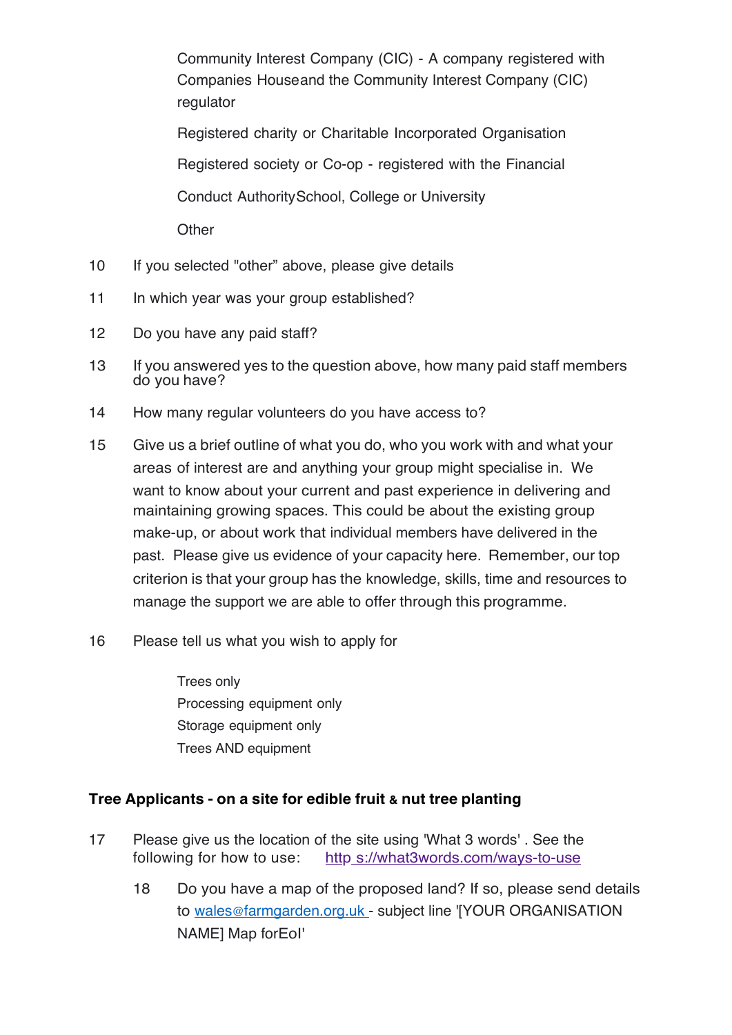Community Interest Company (CIC) - A company registered with Companies Houseand the Community Interest Company (CIC) regulator

Registered charity or Charitable Incorporated Organisation

Registered society or Co-op - registered with the Financial

Conduct AuthoritySchool, College or University

Other

10 If you selected "other" above, please give details

11 In which year was your group established?

12 Do you have any paid staff?

13 If you answered yes to the question above, how many paid staff members do you have?

14 How many regular volunteers do you have access to?

15 Give us a brief outline of what you do, who you work with and what your areas of interest are and anything your group might specialise in. We want to know about your current and past experience in delivering and maintaining growing spaces. This could be about the existing group make-up, or about work that individual members have delivered in the past. Please give us evidence of your capacity here. Remember, our top criterion is that your group has the knowledge, skills, time and resources to manage the support we are able to offer through this programme.

16 Please tell us what you wish to apply for

Trees only
Processing equipment only
Storage equipment only
Trees AND equipment

**Tree Applicants - on a site for edible fruit & nut tree planting**

17 Please give us the location of the site using 'What 3 words' . See the following for how to use: http s://what3words.com/ways-to-use

18 Do you have a map of the proposed land? If so, please send details to wales@farmgarden.org.uk - subject line '[YOUR ORGANISATION NAME] Map forEoI'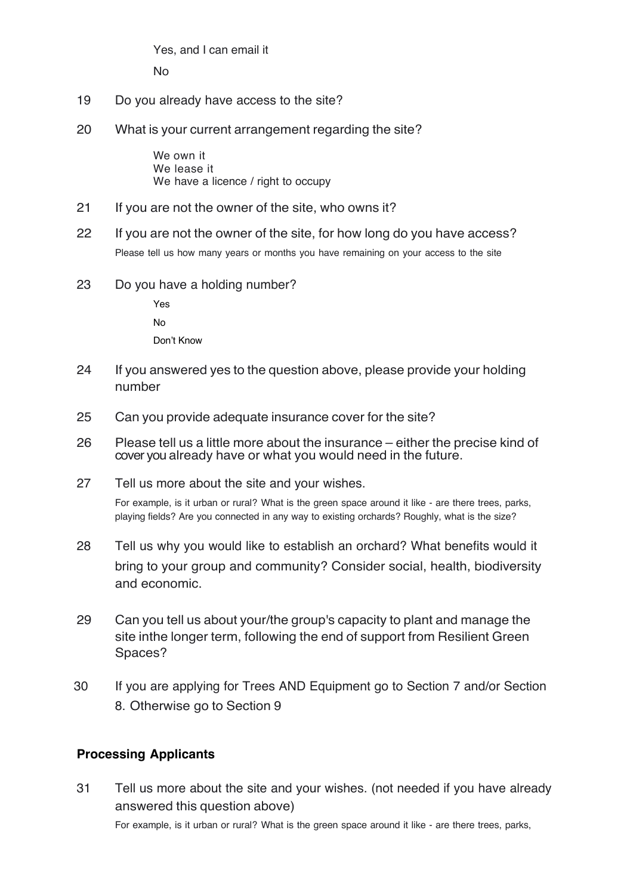Yes, and I can email it

No

19 Do you already have access to the site?

20 What is your current arrangement regarding the site?

We own it
We lease it
We have a licence / right to occupy

21 If you are not the owner of the site, who owns it?

22 If you are not the owner of the site, for how long do you have access?

Please tell us how many years or months you have remaining on your access to the site

23 Do you have a holding number?

Yes

No

Don't Know

24 If you answered yes to the question above, please provide your holding number

25 Can you provide adequate insurance cover for the site?

26 Please tell us a little more about the insurance – either the precise kind of cover you already have or what you would need in the future.

27 Tell us more about the site and your wishes.

For example, is it urban or rural? What is the green space around it like - are there trees, parks, playing fields? Are you connected in any way to existing orchards? Roughly, what is the size?

28 Tell us why you would like to establish an orchard? What benefits would it bring to your group and community? Consider social, health, biodiversity and economic.

29 Can you tell us about your/the group's capacity to plant and manage the site inthe longer term, following the end of support from Resilient Green Spaces?

30 If you are applying for Trees AND Equipment go to Section 7 and/or Section 8. Otherwise go to Section 9

## Processing Applicants

31 Tell us more about the site and your wishes. (not needed if you have already answered this question above)

For example, is it urban or rural? What is the green space around it like - are there trees, parks,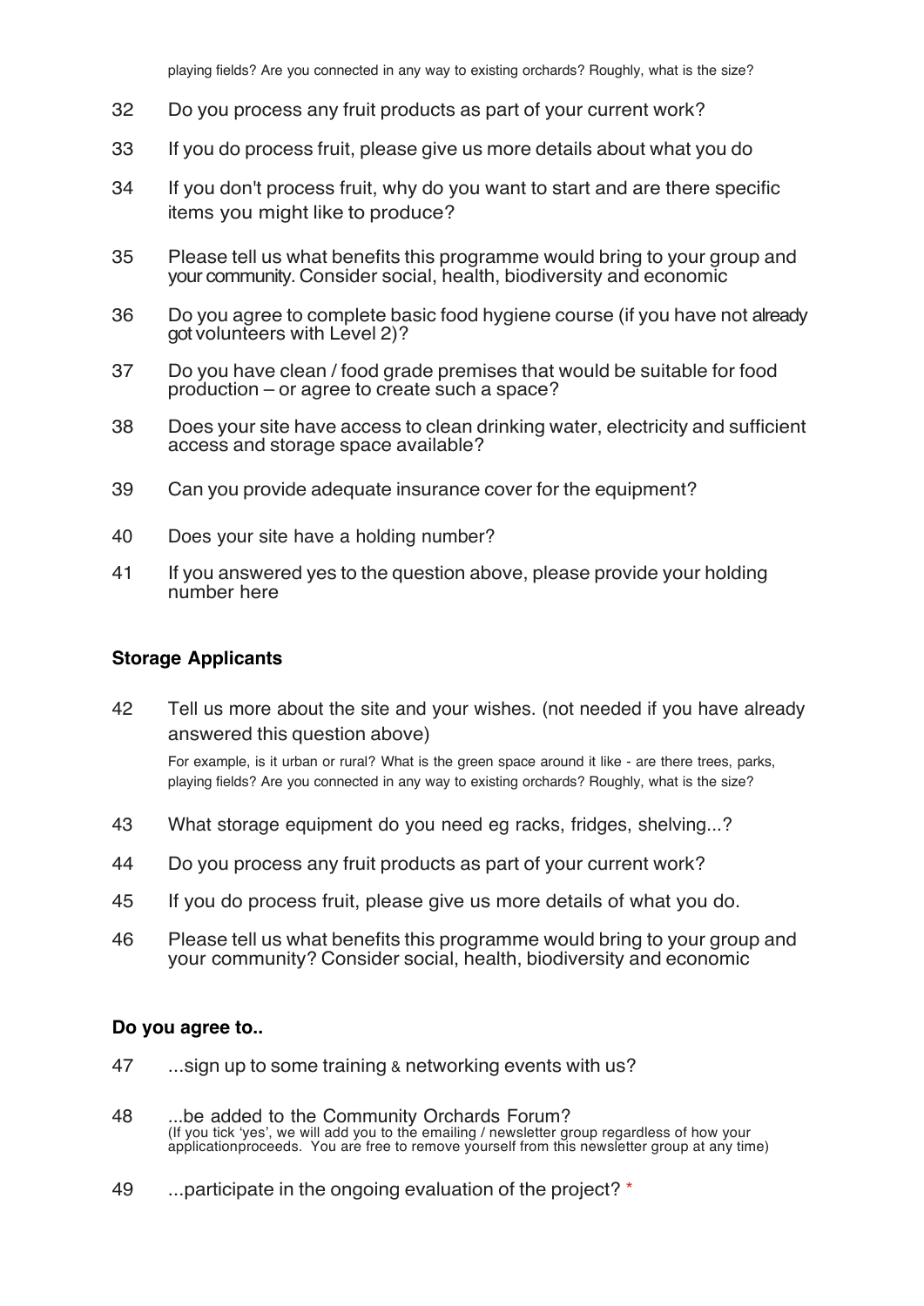playing fields? Are you connected in any way to existing orchards? Roughly, what is the size?

32 Do you process any fruit products as part of your current work?

33 If you do process fruit, please give us more details about what you do

34 If you don't process fruit, why do you want to start and are there specific items you might like to produce?

35 Please tell us what benefits this programme would bring to your group and your community. Consider social, health, biodiversity and economic

36 Do you agree to complete basic food hygiene course (if you have not already got volunteers with Level 2)?

37 Do you have clean / food grade premises that would be suitable for food production – or agree to create such a space?

38 Does your site have access to clean drinking water, electricity and sufficient access and storage space available?

39 Can you provide adequate insurance cover for the equipment?

40 Does your site have a holding number?

41 If you answered yes to the question above, please provide your holding number here

**Storage Applicants**

42 Tell us more about the site and your wishes. (not needed if you have already answered this question above)

For example, is it urban or rural? What is the green space around it like - are there trees, parks, playing fields? Are you connected in any way to existing orchards? Roughly, what is the size?

43 What storage equipment do you need eg racks, fridges, shelving...?

44 Do you process any fruit products as part of your current work?

45 If you do process fruit, please give us more details of what you do.

46 Please tell us what benefits this programme would bring to your group and your community? Consider social, health, biodiversity and economic

**Do you agree to..**

47 ...sign up to some training & networking events with us?

48 ...be added to the Community Orchards Forum?
(If you tick 'yes', we will add you to the emailing / newsletter group regardless of how your applicationproceeds. You are free to remove yourself from this newsletter group at any time)

49 ...participate in the ongoing evaluation of the project? *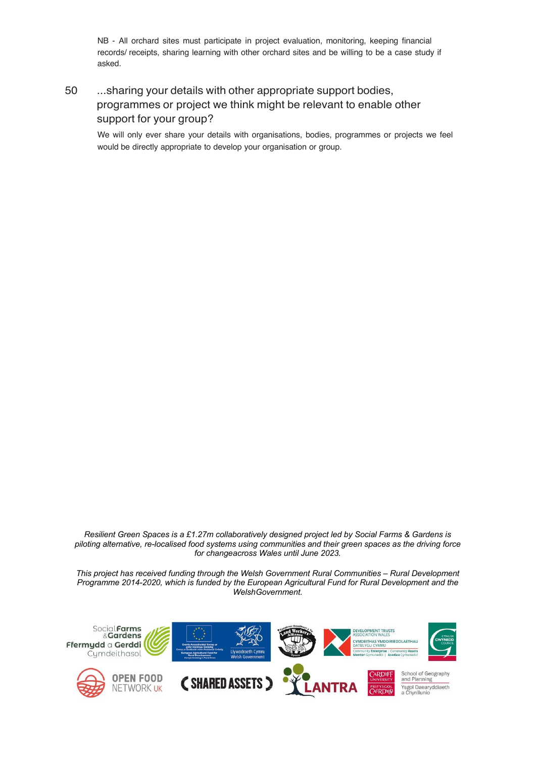NB - All orchard sites must participate in project evaluation, monitoring, keeping financial records/ receipts, sharing learning with other orchard sites and be willing to be a case study if asked.

50 ...sharing your details with other appropriate support bodies, programmes or project we think might be relevant to enable other support for your group?

We will only ever share your details with organisations, bodies, programmes or projects we feel would be directly appropriate to develop your organisation or group.

*Resilient Green Spaces is a £1.27m collaboratively designed project led by Social Farms & Gardens is piloting alternative, re-localised food systems using communities and their green spaces as the driving force for changeacross Wales until June 2023.*

*This project has received funding through the Welsh Government Rural Communities – Rural Development Programme 2014-2020, which is funded by the European Agricultural Fund for Rural Development and the WelshGovernment.*